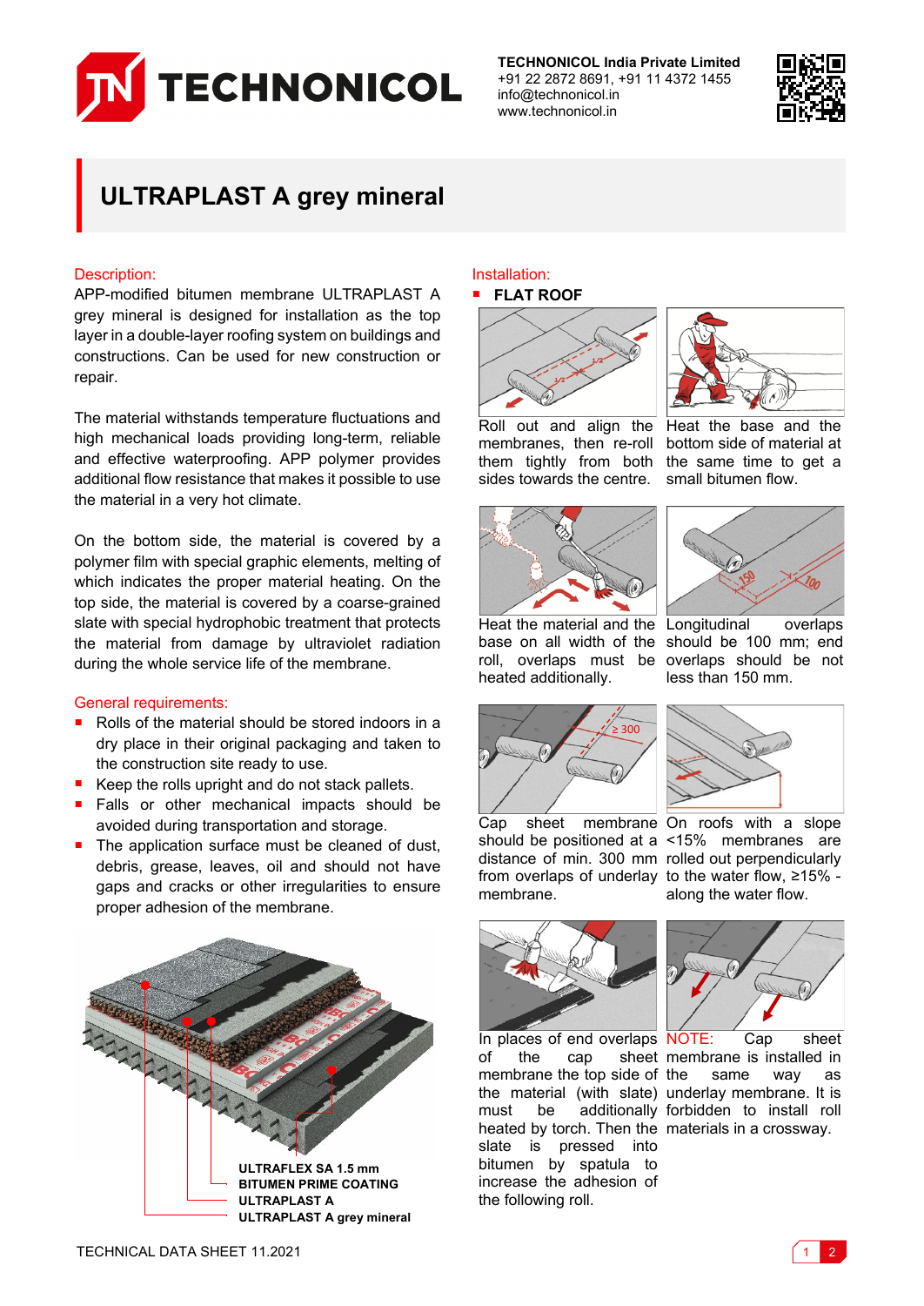TECHNONICOL

**TECHNONICOL India Private Limited**
+91 22 2872 8691, +91 11 4372 1455
info@technonicol.in
www.technonicol.in

# ULTRAPLAST A grey mineral

## Description:

APP-modified bitumen membrane ULTRAPLAST A grey mineral is designed for installation as the top layer in a double-layer roofing system on buildings and constructions. Can be used for new construction or repair.

The material withstands temperature fluctuations and high mechanical loads providing long-term, reliable and effective waterproofing. APP polymer provides additional flow resistance that makes it possible to use the material in a very hot climate.

On the bottom side, the material is covered by a polymer film with special graphic elements, melting of which indicates the proper material heating. On the top side, the material is covered by a coarse-grained slate with special hydrophobic treatment that protects the material from damage by ultraviolet radiation during the whole service life of the membrane.

## General requirements:

- Rolls of the material should be stored indoors in a dry place in their original packaging and taken to the construction site ready to use.
- Keep the rolls upright and do not stack pallets.
- Falls or other mechanical impacts should be avoided during transportation and storage.
- The application surface must be cleaned of dust, debris, grease, leaves, oil and should not have gaps and cracks or other irregularities to ensure proper adhesion of the membrane.

ULTRAFLEX SA 1.5 mm
BITUMEN PRIME COATING
ULTRAPLAST A
ULTRAPLAST A grey mineral

## Installation:

- **FLAT ROOF**

Roll out and align the membranes, then re-roll them tightly from both sides towards the centre.

Heat the base and the bottom side of material at the same time to get a small bitumen flow.

Heat the material and the base on all width of the roll, overlaps must be heated additionally.

Longitudinal overlaps should be 100 mm; end overlaps should be not less than 150 mm.

Cap sheet membrane should be positioned at a distance of min. 300 mm from overlaps of underlay membrane.

On roofs with a slope <15% membranes are rolled out perpendicularly to the water flow, ≥15% - along the water flow.

In places of end overlaps of the cap sheet membrane the top side of the material (with slate) must be additionally heated by torch. Then the slate is pressed into bitumen by spatula to increase the adhesion of the following roll.

NOTE: Cap sheet membrane is installed in the same way as underlay membrane. It is forbidden to install roll materials in a crossway.

TECHNICAL DATA SHEET 11.2021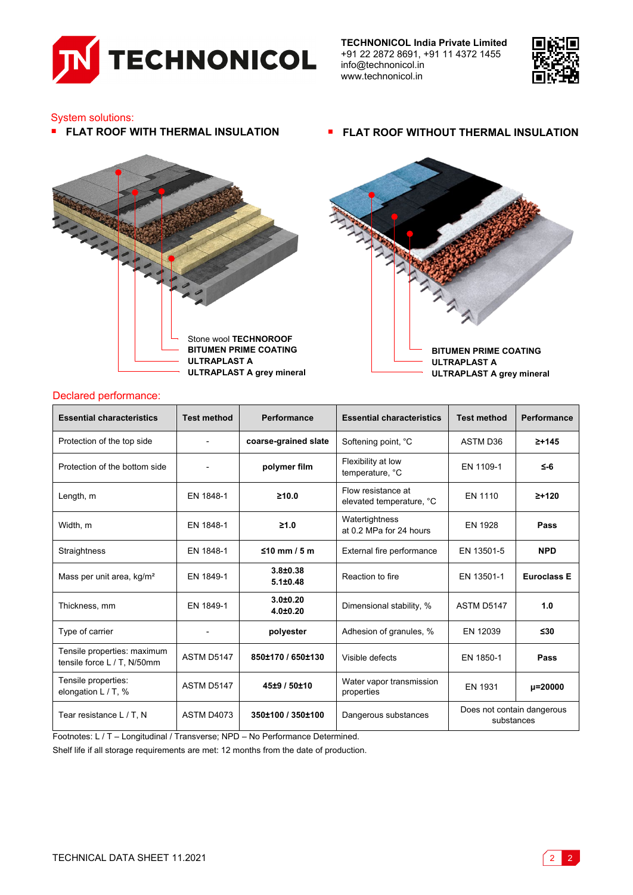**TECHNONICOL India Private Limited**
+91 22 2872 8691, +91 11 4372 1455
info@technonicol.in
www.technonicol.in

System solutions:

- **FLAT ROOF WITH THERMAL INSULATION**
- **FLAT ROOF WITHOUT THERMAL INSULATION**

Stone wool **TECHNOROOF**
**BITUMEN PRIME COATING**
**ULTRAPLAST A**
**ULTRAPLAST A grey mineral**

**BITUMEN PRIME COATING**
**ULTRAPLAST A**
**ULTRAPLAST A grey mineral**

Declared performance:

| Essential characteristics | Test method | Performance | Essential characteristics | Test method | Performance |
|---|---|---|---|---|---|
| Protection of the top side | - | **coarse-grained slate** | Softening point, °C | ASTM D36 | **≥+145** |
| Protection of the bottom side | - | **polymer film** | Flexibility at low temperature, °C | EN 1109-1 | **≤-6** |
| Length, m | EN 1848-1 | **≥10.0** | Flow resistance at elevated temperature, °C | EN 1110 | **≥+120** |
| Width, m | EN 1848-1 | **≥1.0** | Watertightness at 0.2 MPa for 24 hours | EN 1928 | **Pass** |
| Straightness | EN 1848-1 | **≤10 mm / 5 m** | External fire performance | EN 13501-5 | **NPD** |
| Mass per unit area, kg/m² | EN 1849-1 | **3.8±0.38**<br>**5.1±0.48** | Reaction to fire | EN 13501-1 | **Euroclass E** |
| Thickness, mm | EN 1849-1 | **3.0±0.20**<br>**4.0±0.20** | Dimensional stability, % | ASTM D5147 | **1.0** |
| Type of carrier | - | **polyester** | Adhesion of granules, % | EN 12039 | **≤30** |
| Tensile properties: maximum tensile force L / T, N/50mm | ASTM D5147 | **850±170 / 650±130** | Visible defects | EN 1850-1 | **Pass** |
| Tensile properties: elongation L / T, % | ASTM D5147 | **45±9 / 50±10** | Water vapor transmission properties | EN 1931 | **μ=20000** |
| Tear resistance L / T, N | ASTM D4073 | **350±100 / 350±100** | Dangerous substances | Does not contain dangerous substances | |

Footnotes: L / T – Longitudinal / Transverse; NPD – No Performance Determined.

Shelf life if all storage requirements are met: 12 months from the date of production.

TECHNICAL DATA SHEET 11.2021